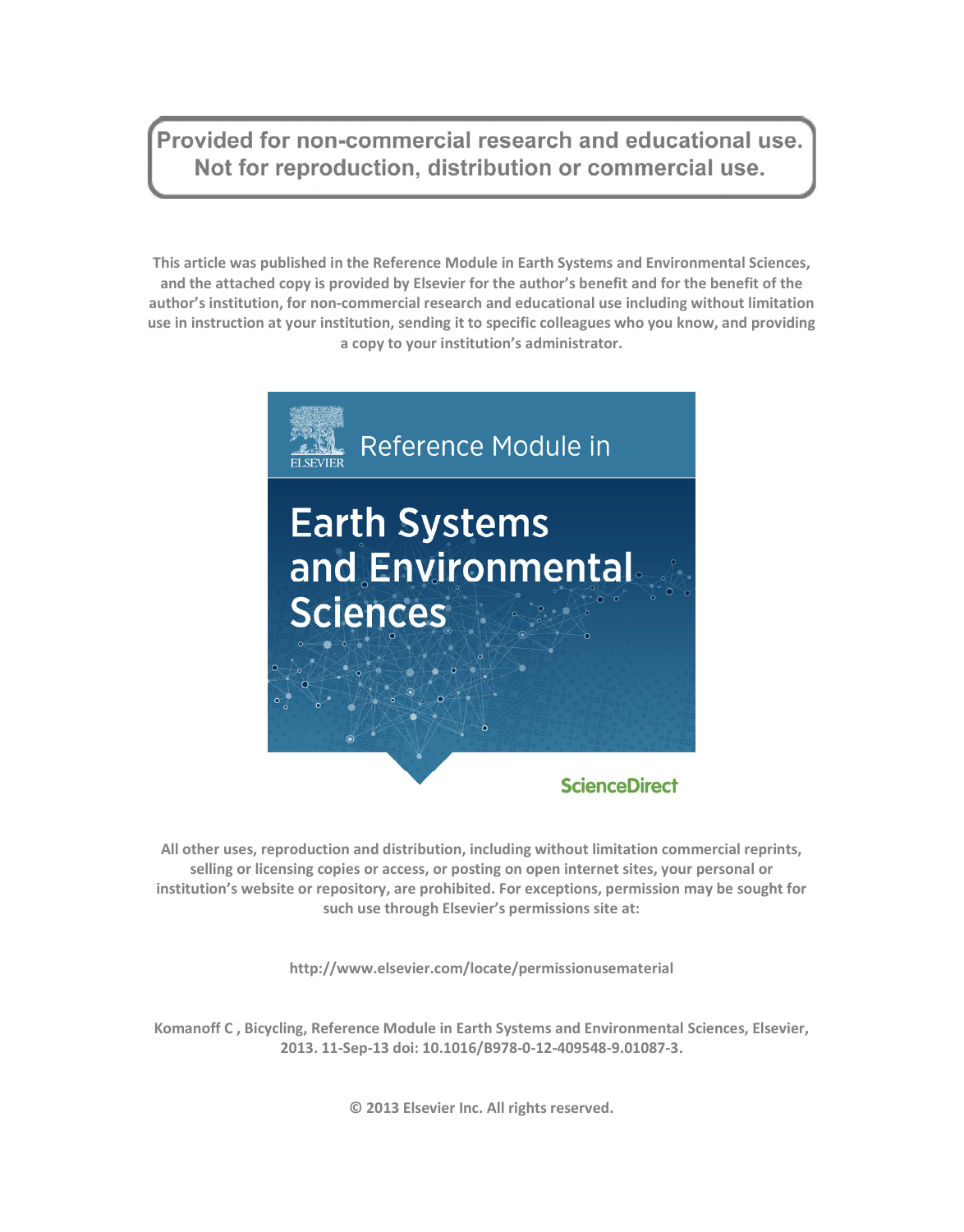Provided for non-commercial research and educational use.
Not for reproduction, distribution or commercial use.

**This article was published in the Reference Module in Earth Systems and Environmental Sciences, and the attached copy is provided by Elsevier for the author's benefit and for the benefit of the author's institution, for non-commercial research and educational use including without limitation use in instruction at your institution, sending it to specific colleagues who you know, and providing a copy to your institution's administrator.**

Reference Module in

# Earth Systems and Environmental Sciences

ScienceDirect

**All other uses, reproduction and distribution, including without limitation commercial reprints, selling or licensing copies or access, or posting on open internet sites, your personal or institution's website or repository, are prohibited. For exceptions, permission may be sought for such use through Elsevier's permissions site at:**

**http://www.elsevier.com/locate/permissionusematerial**

**Komanoff C , Bicycling, Reference Module in Earth Systems and Environmental Sciences, Elsevier, 2013. 11-Sep-13 doi: 10.1016/B978-0-12-409548-9.01087-3.**

**© 2013 Elsevier Inc. All rights reserved.**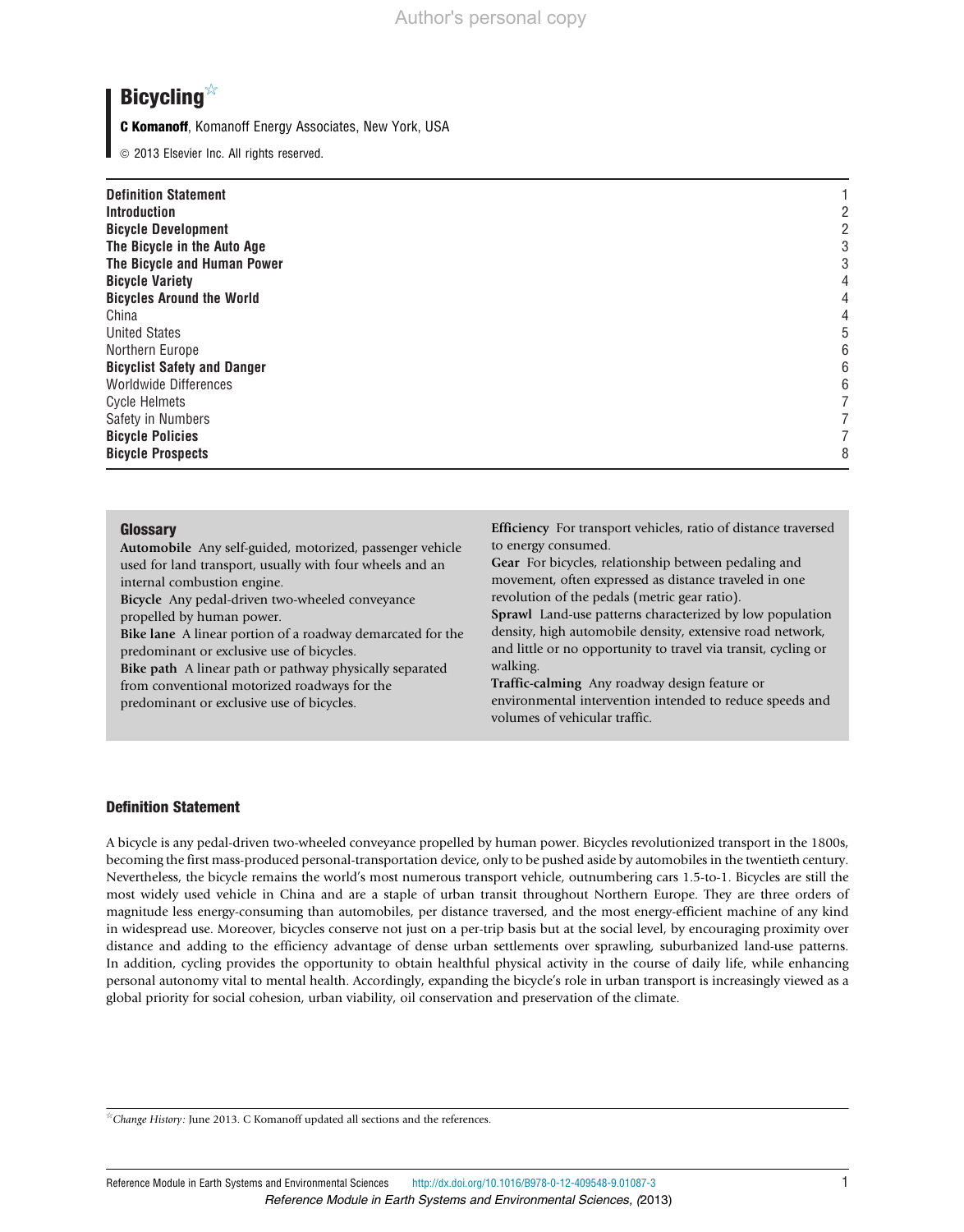# Bicycling☆

**C Komanoff**, Komanoff Energy Associates, New York, USA

© 2013 Elsevier Inc. All rights reserved.

| | |
|---|---|
| **Definition Statement** | 1 |
| **Introduction** | 2 |
| **Bicycle Development** | 2 |
| **The Bicycle in the Auto Age** | 3 |
| **The Bicycle and Human Power** | 3 |
| **Bicycle Variety** | 4 |
| **Bicycles Around the World** | 4 |
| China | 4 |
| United States | 5 |
| Northern Europe | 6 |
| **Bicyclist Safety and Danger** | 6 |
| Worldwide Differences | 6 |
| Cycle Helmets | 7 |
| Safety in Numbers | 7 |
| **Bicycle Policies** | 7 |
| **Bicycle Prospects** | 8 |

## Glossary

**Automobile** Any self-guided, motorized, passenger vehicle used for land transport, usually with four wheels and an internal combustion engine.

**Bicycle** Any pedal-driven two-wheeled conveyance propelled by human power.

**Bike lane** A linear portion of a roadway demarcated for the predominant or exclusive use of bicycles.

**Bike path** A linear path or pathway physically separated from conventional motorized roadways for the predominant or exclusive use of bicycles.

**Efficiency** For transport vehicles, ratio of distance traversed to energy consumed.

**Gear** For bicycles, relationship between pedaling and movement, often expressed as distance traveled in one revolution of the pedals (metric gear ratio).

**Sprawl** Land-use patterns characterized by low population density, high automobile density, extensive road network, and little or no opportunity to travel via transit, cycling or walking.

**Traffic-calming** Any roadway design feature or environmental intervention intended to reduce speeds and volumes of vehicular traffic.

## Definition Statement

A bicycle is any pedal-driven two-wheeled conveyance propelled by human power. Bicycles revolutionized transport in the 1800s, becoming the first mass-produced personal-transportation device, only to be pushed aside by automobiles in the twentieth century. Nevertheless, the bicycle remains the world's most numerous transport vehicle, outnumbering cars 1.5-to-1. Bicycles are still the most widely used vehicle in China and are a staple of urban transit throughout Northern Europe. They are three orders of magnitude less energy-consuming than automobiles, per distance traversed, and the most energy-efficient machine of any kind in widespread use. Moreover, bicycles conserve not just on a per-trip basis but at the social level, by encouraging proximity over distance and adding to the efficiency advantage of dense urban settlements over sprawling, suburbanized land-use patterns. In addition, cycling provides the opportunity to obtain healthful physical activity in the course of daily life, while enhancing personal autonomy vital to mental health. Accordingly, expanding the bicycle's role in urban transport is increasingly viewed as a global priority for social cohesion, urban viability, oil conservation and preservation of the climate.

☆*Change History:* June 2013. C Komanoff updated all sections and the references.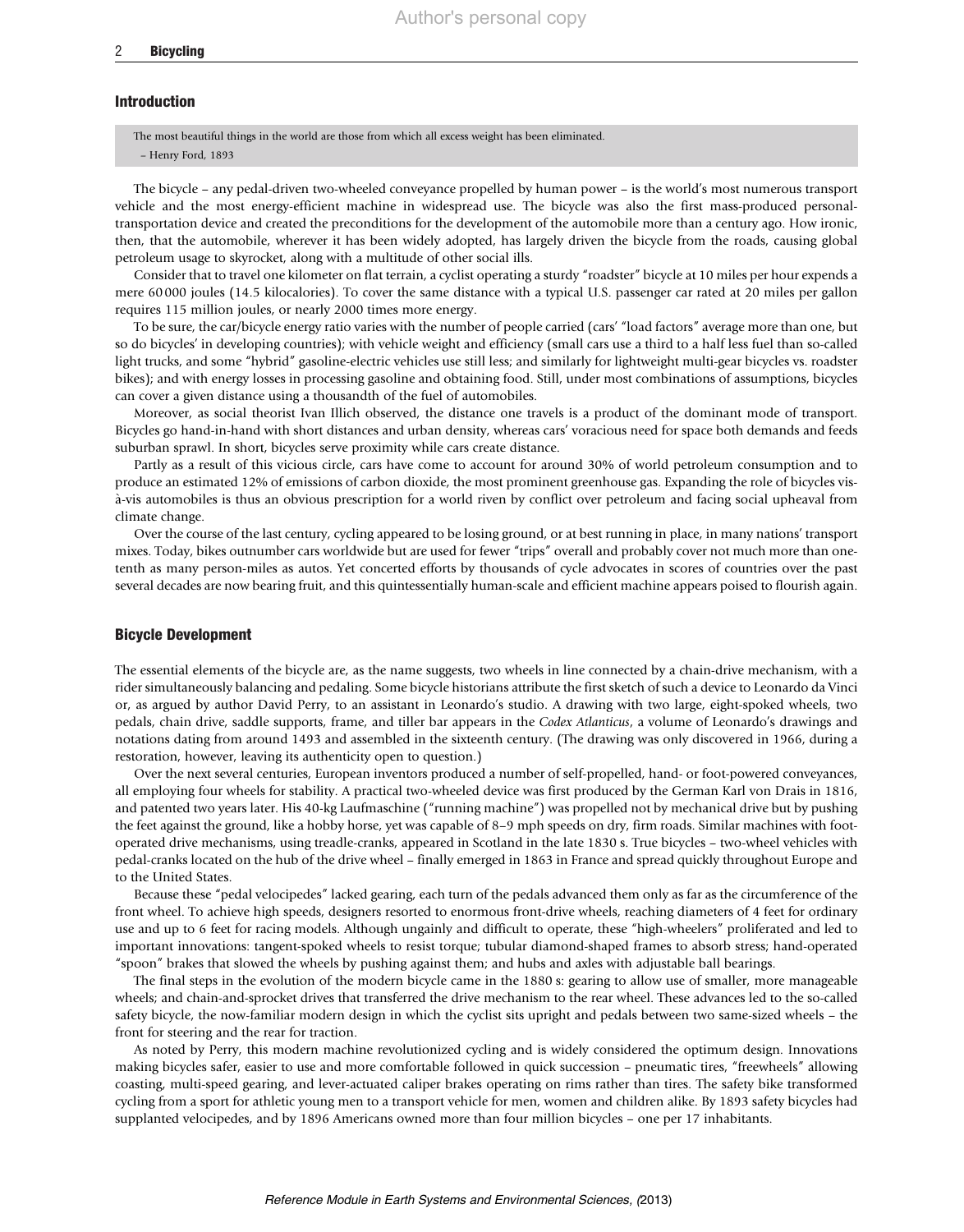## Introduction

> The most beautiful things in the world are those from which all excess weight has been eliminated.
> – Henry Ford, 1893

The bicycle – any pedal-driven two-wheeled conveyance propelled by human power – is the world's most numerous transport vehicle and the most energy-efficient machine in widespread use. The bicycle was also the first mass-produced personal-transportation device and created the preconditions for the development of the automobile more than a century ago. How ironic, then, that the automobile, wherever it has been widely adopted, has largely driven the bicycle from the roads, causing global petroleum usage to skyrocket, along with a multitude of other social ills.

Consider that to travel one kilometer on flat terrain, a cyclist operating a sturdy "roadster" bicycle at 10 miles per hour expends a mere 60 000 joules (14.5 kilocalories). To cover the same distance with a typical U.S. passenger car rated at 20 miles per gallon requires 115 million joules, or nearly 2000 times more energy.

To be sure, the car/bicycle energy ratio varies with the number of people carried (cars' "load factors" average more than one, but so do bicycles' in developing countries); with vehicle weight and efficiency (small cars use a third to a half less fuel than so-called light trucks, and some "hybrid" gasoline-electric vehicles use still less; and similarly for lightweight multi-gear bicycles vs. roadster bikes); and with energy losses in processing gasoline and obtaining food. Still, under most combinations of assumptions, bicycles can cover a given distance using a thousandth of the fuel of automobiles.

Moreover, as social theorist Ivan Illich observed, the distance one travels is a product of the dominant mode of transport. Bicycles go hand-in-hand with short distances and urban density, whereas cars' voracious need for space both demands and feeds suburban sprawl. In short, bicycles serve proximity while cars create distance.

Partly as a result of this vicious circle, cars have come to account for around 30% of world petroleum consumption and to produce an estimated 12% of emissions of carbon dioxide, the most prominent greenhouse gas. Expanding the role of bicycles vis-à-vis automobiles is thus an obvious prescription for a world riven by conflict over petroleum and facing social upheaval from climate change.

Over the course of the last century, cycling appeared to be losing ground, or at best running in place, in many nations' transport mixes. Today, bikes outnumber cars worldwide but are used for fewer "trips" overall and probably cover not much more than one-tenth as many person-miles as autos. Yet concerted efforts by thousands of cycle advocates in scores of countries over the past several decades are now bearing fruit, and this quintessentially human-scale and efficient machine appears poised to flourish again.

## Bicycle Development

The essential elements of the bicycle are, as the name suggests, two wheels in line connected by a chain-drive mechanism, with a rider simultaneously balancing and pedaling. Some bicycle historians attribute the first sketch of such a device to Leonardo da Vinci or, as argued by author David Perry, to an assistant in Leonardo's studio. A drawing with two large, eight-spoked wheels, two pedals, chain drive, saddle supports, frame, and tiller bar appears in the *Codex Atlanticus*, a volume of Leonardo's drawings and notations dating from around 1493 and assembled in the sixteenth century. (The drawing was only discovered in 1966, during a restoration, however, leaving its authenticity open to question.)

Over the next several centuries, European inventors produced a number of self-propelled, hand- or foot-powered conveyances, all employing four wheels for stability. A practical two-wheeled device was first produced by the German Karl von Drais in 1816, and patented two years later. His 40-kg Laufmaschine ("running machine") was propelled not by mechanical drive but by pushing the feet against the ground, like a hobby horse, yet was capable of 8–9 mph speeds on dry, firm roads. Similar machines with foot-operated drive mechanisms, using treadle-cranks, appeared in Scotland in the late 1830 s. True bicycles – two-wheel vehicles with pedal-cranks located on the hub of the drive wheel – finally emerged in 1863 in France and spread quickly throughout Europe and to the United States.

Because these "pedal velocipedes" lacked gearing, each turn of the pedals advanced them only as far as the circumference of the front wheel. To achieve high speeds, designers resorted to enormous front-drive wheels, reaching diameters of 4 feet for ordinary use and up to 6 feet for racing models. Although ungainly and difficult to operate, these "high-wheelers" proliferated and led to important innovations: tangent-spoked wheels to resist torque; tubular diamond-shaped frames to absorb stress; hand-operated "spoon" brakes that slowed the wheels by pushing against them; and hubs and axles with adjustable ball bearings.

The final steps in the evolution of the modern bicycle came in the 1880 s: gearing to allow use of smaller, more manageable wheels; and chain-and-sprocket drives that transferred the drive mechanism to the rear wheel. These advances led to the so-called safety bicycle, the now-familiar modern design in which the cyclist sits upright and pedals between two same-sized wheels – the front for steering and the rear for traction.

As noted by Perry, this modern machine revolutionized cycling and is widely considered the optimum design. Innovations making bicycles safer, easier to use and more comfortable followed in quick succession – pneumatic tires, "freewheels" allowing coasting, multi-speed gearing, and lever-actuated caliper brakes operating on rims rather than tires. The safety bike transformed cycling from a sport for athletic young men to a transport vehicle for men, women and children alike. By 1893 safety bicycles had supplanted velocipedes, and by 1896 Americans owned more than four million bicycles – one per 17 inhabitants.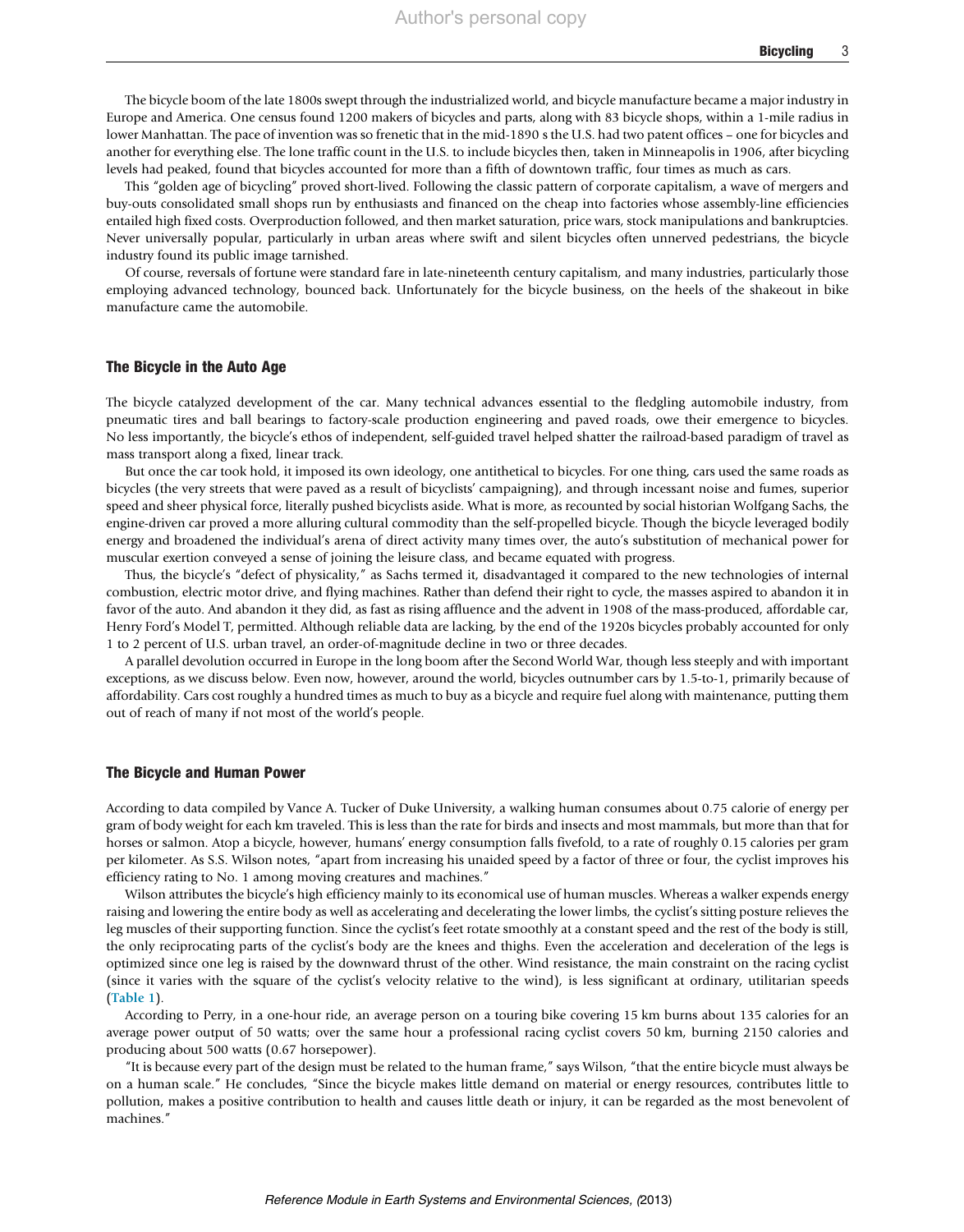The bicycle boom of the late 1800s swept through the industrialized world, and bicycle manufacture became a major industry in Europe and America. One census found 1200 makers of bicycles and parts, along with 83 bicycle shops, within a 1-mile radius in lower Manhattan. The pace of invention was so frenetic that in the mid-1890 s the U.S. had two patent offices – one for bicycles and another for everything else. The lone traffic count in the U.S. to include bicycles then, taken in Minneapolis in 1906, after bicycling levels had peaked, found that bicycles accounted for more than a fifth of downtown traffic, four times as much as cars.

This "golden age of bicycling" proved short-lived. Following the classic pattern of corporate capitalism, a wave of mergers and buy-outs consolidated small shops run by enthusiasts and financed on the cheap into factories whose assembly-line efficiencies entailed high fixed costs. Overproduction followed, and then market saturation, price wars, stock manipulations and bankruptcies. Never universally popular, particularly in urban areas where swift and silent bicycles often unnerved pedestrians, the bicycle industry found its public image tarnished.

Of course, reversals of fortune were standard fare in late-nineteenth century capitalism, and many industries, particularly those employing advanced technology, bounced back. Unfortunately for the bicycle business, on the heels of the shakeout in bike manufacture came the automobile.

## The Bicycle in the Auto Age

The bicycle catalyzed development of the car. Many technical advances essential to the fledgling automobile industry, from pneumatic tires and ball bearings to factory-scale production engineering and paved roads, owe their emergence to bicycles. No less importantly, the bicycle's ethos of independent, self-guided travel helped shatter the railroad-based paradigm of travel as mass transport along a fixed, linear track.

But once the car took hold, it imposed its own ideology, one antithetical to bicycles. For one thing, cars used the same roads as bicycles (the very streets that were paved as a result of bicyclists' campaigning), and through incessant noise and fumes, superior speed and sheer physical force, literally pushed bicyclists aside. What is more, as recounted by social historian Wolfgang Sachs, the engine-driven car proved a more alluring cultural commodity than the self-propelled bicycle. Though the bicycle leveraged bodily energy and broadened the individual's arena of direct activity many times over, the auto's substitution of mechanical power for muscular exertion conveyed a sense of joining the leisure class, and became equated with progress.

Thus, the bicycle's "defect of physicality," as Sachs termed it, disadvantaged it compared to the new technologies of internal combustion, electric motor drive, and flying machines. Rather than defend their right to cycle, the masses aspired to abandon it in favor of the auto. And abandon it they did, as fast as rising affluence and the advent in 1908 of the mass-produced, affordable car, Henry Ford's Model T, permitted. Although reliable data are lacking, by the end of the 1920s bicycles probably accounted for only 1 to 2 percent of U.S. urban travel, an order-of-magnitude decline in two or three decades.

A parallel devolution occurred in Europe in the long boom after the Second World War, though less steeply and with important exceptions, as we discuss below. Even now, however, around the world, bicycles outnumber cars by 1.5-to-1, primarily because of affordability. Cars cost roughly a hundred times as much to buy as a bicycle and require fuel along with maintenance, putting them out of reach of many if not most of the world's people.

## The Bicycle and Human Power

According to data compiled by Vance A. Tucker of Duke University, a walking human consumes about 0.75 calorie of energy per gram of body weight for each km traveled. This is less than the rate for birds and insects and most mammals, but more than that for horses or salmon. Atop a bicycle, however, humans' energy consumption falls fivefold, to a rate of roughly 0.15 calories per gram per kilometer. As S.S. Wilson notes, "apart from increasing his unaided speed by a factor of three or four, the cyclist improves his efficiency rating to No. 1 among moving creatures and machines."

Wilson attributes the bicycle's high efficiency mainly to its economical use of human muscles. Whereas a walker expends energy raising and lowering the entire body as well as accelerating and decelerating the lower limbs, the cyclist's sitting posture relieves the leg muscles of their supporting function. Since the cyclist's feet rotate smoothly at a constant speed and the rest of the body is still, the only reciprocating parts of the cyclist's body are the knees and thighs. Even the acceleration and deceleration of the legs is optimized since one leg is raised by the downward thrust of the other. Wind resistance, the main constraint on the racing cyclist (since it varies with the square of the cyclist's velocity relative to the wind), is less significant at ordinary, utilitarian speeds (Table 1).

According to Perry, in a one-hour ride, an average person on a touring bike covering 15 km burns about 135 calories for an average power output of 50 watts; over the same hour a professional racing cyclist covers 50 km, burning 2150 calories and producing about 500 watts (0.67 horsepower).

"It is because every part of the design must be related to the human frame," says Wilson, "that the entire bicycle must always be on a human scale." He concludes, "Since the bicycle makes little demand on material or energy resources, contributes little to pollution, makes a positive contribution to health and causes little death or injury, it can be regarded as the most benevolent of machines."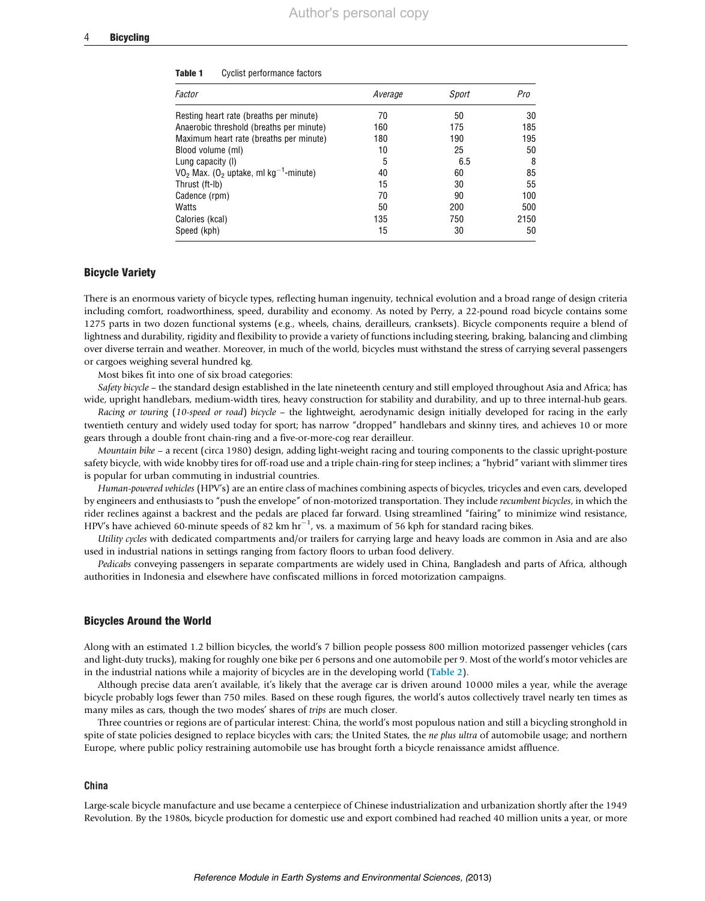**Table 1** Cyclist performance factors

| Factor | Average | Sport | Pro |
|---|---|---|---|
| Resting heart rate (breaths per minute) | 70 | 50 | 30 |
| Anaerobic threshold (breaths per minute) | 160 | 175 | 185 |
| Maximum heart rate (breaths per minute) | 180 | 190 | 195 |
| Blood volume (ml) | 10 | 25 | 50 |
| Lung capacity (l) | 5 | 6.5 | 8 |
| $VO_2$ Max. ($O_2$ uptake, ml $kg^{-1}$-minute) | 40 | 60 | 85 |
| Thrust (ft-lb) | 15 | 30 | 55 |
| Cadence (rpm) | 70 | 90 | 100 |
| Watts | 50 | 200 | 500 |
| Calories (kcal) | 135 | 750 | 2150 |
| Speed (kph) | 15 | 30 | 50 |

## Bicycle Variety

There is an enormous variety of bicycle types, reflecting human ingenuity, technical evolution and a broad range of design criteria including comfort, roadworthiness, speed, durability and economy. As noted by Perry, a 22-pound road bicycle contains some 1275 parts in two dozen functional systems (e.g., wheels, chains, derailleurs, cranksets). Bicycle components require a blend of lightness and durability, rigidity and flexibility to provide a variety of functions including steering, braking, balancing and climbing over diverse terrain and weather. Moreover, in much of the world, bicycles must withstand the stress of carrying several passengers or cargoes weighing several hundred kg.

Most bikes fit into one of six broad categories:

*Safety bicycle* – the standard design established in the late nineteenth century and still employed throughout Asia and Africa; has wide, upright handlebars, medium-width tires, heavy construction for stability and durability, and up to three internal-hub gears.

*Racing or touring* (*10-speed or road*) *bicycle* – the lightweight, aerodynamic design initially developed for racing in the early twentieth century and widely used today for sport; has narrow "dropped" handlebars and skinny tires, and achieves 10 or more gears through a double front chain-ring and a five-or-more-cog rear derailleur.

*Mountain bike* – a recent (circa 1980) design, adding light-weight racing and touring components to the classic upright-posture safety bicycle, with wide knobby tires for off-road use and a triple chain-ring for steep inclines; a "hybrid" variant with slimmer tires is popular for urban commuting in industrial countries.

*Human-powered vehicles* (HPV's) are an entire class of machines combining aspects of bicycles, tricycles and even cars, developed by engineers and enthusiasts to "push the envelope" of non-motorized transportation. They include *recumbent bicycles*, in which the rider reclines against a backrest and the pedals are placed far forward. Using streamlined "fairing" to minimize wind resistance, HPV's have achieved 60-minute speeds of 82 km $hr^{-1}$, vs. a maximum of 56 kph for standard racing bikes.

*Utility cycles* with dedicated compartments and/or trailers for carrying large and heavy loads are common in Asia and are also used in industrial nations in settings ranging from factory floors to urban food delivery.

*Pedicabs* conveying passengers in separate compartments are widely used in China, Bangladesh and parts of Africa, although authorities in Indonesia and elsewhere have confiscated millions in forced motorization campaigns.

## Bicycles Around the World

Along with an estimated 1.2 billion bicycles, the world's 7 billion people possess 800 million motorized passenger vehicles (cars and light-duty trucks), making for roughly one bike per 6 persons and one automobile per 9. Most of the world's motor vehicles are in the industrial nations while a majority of bicycles are in the developing world (Table 2).

Although precise data aren't available, it's likely that the average car is driven around 10 000 miles a year, while the average bicycle probably logs fewer than 750 miles. Based on these rough figures, the world's autos collectively travel nearly ten times as many miles as cars, though the two modes' shares of *trips* are much closer.

Three countries or regions are of particular interest: China, the world's most populous nation and still a bicycling stronghold in spite of state policies designed to replace bicycles with cars; the United States, the *ne plus ultra* of automobile usage; and northern Europe, where public policy restraining automobile use has brought forth a bicycle renaissance amidst affluence.

### China

Large-scale bicycle manufacture and use became a centerpiece of Chinese industrialization and urbanization shortly after the 1949 Revolution. By the 1980s, bicycle production for domestic use and export combined had reached 40 million units a year, or more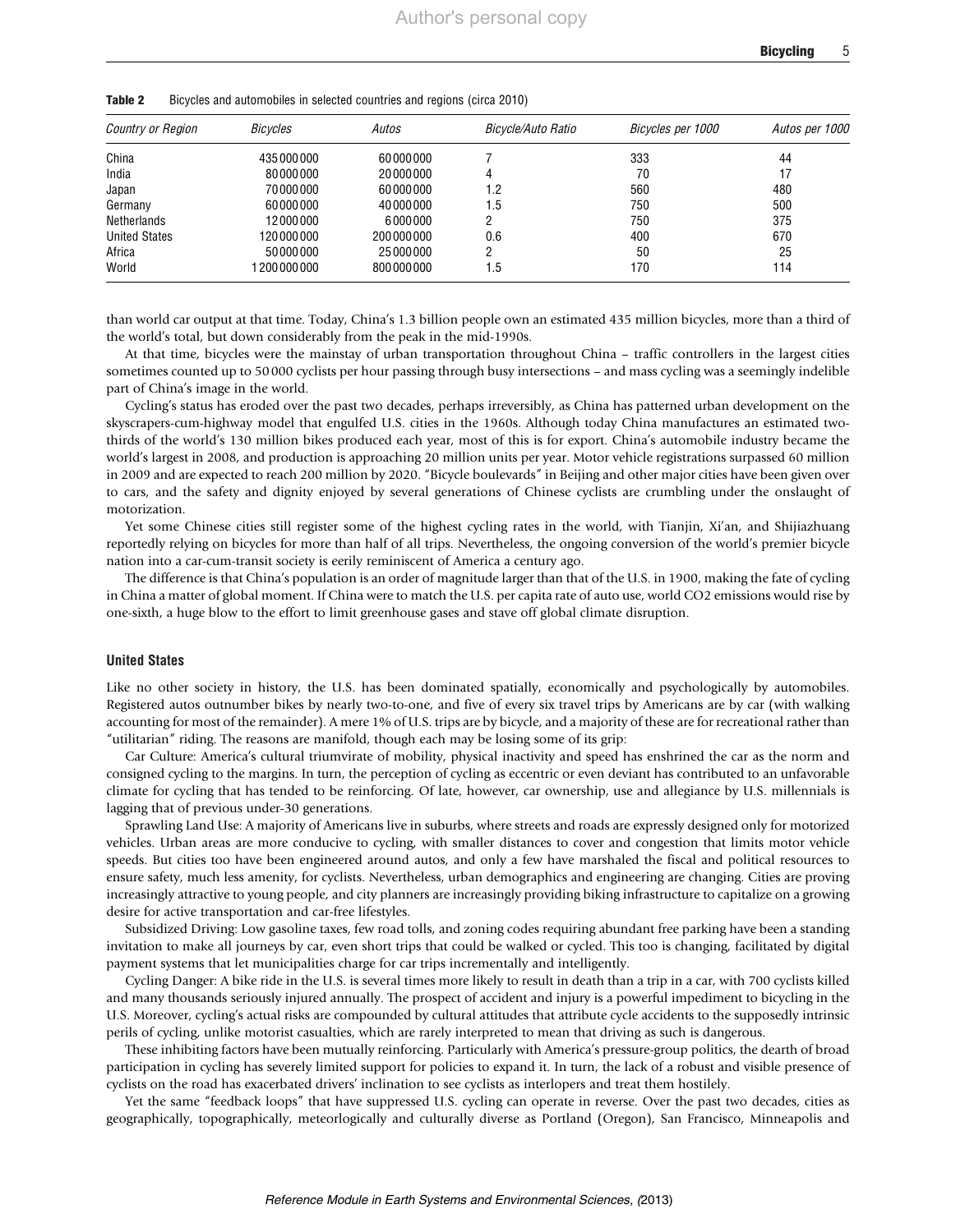**Table 2** Bicycles and automobiles in selected countries and regions (circa 2010)

| *Country or Region* | *Bicycles* | *Autos* | *Bicycle/Auto Ratio* | *Bicycles per 1000* | *Autos per 1000* |
|---|---|---|---|---|---|
| China | 435 000 000 | 60 000 000 | 7 | 333 | 44 |
| India | 80 000 000 | 20 000 000 | 4 | 70 | 17 |
| Japan | 70 000 000 | 60 000 000 | 1.2 | 560 | 480 |
| Germany | 60 000 000 | 40 000 000 | 1.5 | 750 | 500 |
| Netherlands | 12 000 000 | 6 000 000 | 2 | 750 | 375 |
| United States | 120 000 000 | 200 000 000 | 0.6 | 400 | 670 |
| Africa | 50 000 000 | 25 000 000 | 2 | 50 | 25 |
| World | 1 200 000 000 | 800 000 000 | 1.5 | 170 | 114 |

than world car output at that time. Today, China's 1.3 billion people own an estimated 435 million bicycles, more than a third of the world's total, but down considerably from the peak in the mid-1990s.

At that time, bicycles were the mainstay of urban transportation throughout China – traffic controllers in the largest cities sometimes counted up to 50 000 cyclists per hour passing through busy intersections – and mass cycling was a seemingly indelible part of China's image in the world.

Cycling's status has eroded over the past two decades, perhaps irreversibly, as China has patterned urban development on the skyscrapers-cum-highway model that engulfed U.S. cities in the 1960s. Although today China manufactures an estimated two-thirds of the world's 130 million bikes produced each year, most of this is for export. China's automobile industry became the world's largest in 2008, and production is approaching 20 million units per year. Motor vehicle registrations surpassed 60 million in 2009 and are expected to reach 200 million by 2020. "Bicycle boulevards" in Beijing and other major cities have been given over to cars, and the safety and dignity enjoyed by several generations of Chinese cyclists are crumbling under the onslaught of motorization.

Yet some Chinese cities still register some of the highest cycling rates in the world, with Tianjin, Xi'an, and Shijiazhuang reportedly relying on bicycles for more than half of all trips. Nevertheless, the ongoing conversion of the world's premier bicycle nation into a car-cum-transit society is eerily reminiscent of America a century ago.

The difference is that China's population is an order of magnitude larger than that of the U.S. in 1900, making the fate of cycling in China a matter of global moment. If China were to match the U.S. per capita rate of auto use, world CO2 emissions would rise by one-sixth, a huge blow to the effort to limit greenhouse gases and stave off global climate disruption.

### United States

Like no other society in history, the U.S. has been dominated spatially, economically and psychologically by automobiles. Registered autos outnumber bikes by nearly two-to-one, and five of every six travel trips by Americans are by car (with walking accounting for most of the remainder). A mere 1% of U.S. trips are by bicycle, and a majority of these are for recreational rather than "utilitarian" riding. The reasons are manifold, though each may be losing some of its grip:

Car Culture: America's cultural triumvirate of mobility, physical inactivity and speed has enshrined the car as the norm and consigned cycling to the margins. In turn, the perception of cycling as eccentric or even deviant has contributed to an unfavorable climate for cycling that has tended to be reinforcing. Of late, however, car ownership, use and allegiance by U.S. millennials is lagging that of previous under-30 generations.

Sprawling Land Use: A majority of Americans live in suburbs, where streets and roads are expressly designed only for motorized vehicles. Urban areas are more conducive to cycling, with smaller distances to cover and congestion that limits motor vehicle speeds. But cities too have been engineered around autos, and only a few have marshaled the fiscal and political resources to ensure safety, much less amenity, for cyclists. Nevertheless, urban demographics and engineering are changing. Cities are proving increasingly attractive to young people, and city planners are increasingly providing biking infrastructure to capitalize on a growing desire for active transportation and car-free lifestyles.

Subsidized Driving: Low gasoline taxes, few road tolls, and zoning codes requiring abundant free parking have been a standing invitation to make all journeys by car, even short trips that could be walked or cycled. This too is changing, facilitated by digital payment systems that let municipalities charge for car trips incrementally and intelligently.

Cycling Danger: A bike ride in the U.S. is several times more likely to result in death than a trip in a car, with 700 cyclists killed and many thousands seriously injured annually. The prospect of accident and injury is a powerful impediment to bicycling in the U.S. Moreover, cycling's actual risks are compounded by cultural attitudes that attribute cycle accidents to the supposedly intrinsic perils of cycling, unlike motorist casualties, which are rarely interpreted to mean that driving as such is dangerous.

These inhibiting factors have been mutually reinforcing. Particularly with America's pressure-group politics, the dearth of broad participation in cycling has severely limited support for policies to expand it. In turn, the lack of a robust and visible presence of cyclists on the road has exacerbated drivers' inclination to see cyclists as interlopers and treat them hostilely.

Yet the same "feedback loops" that have suppressed U.S. cycling can operate in reverse. Over the past two decades, cities as geographically, topographically, meteorlogically and culturally diverse as Portland (Oregon), San Francisco, Minneapolis and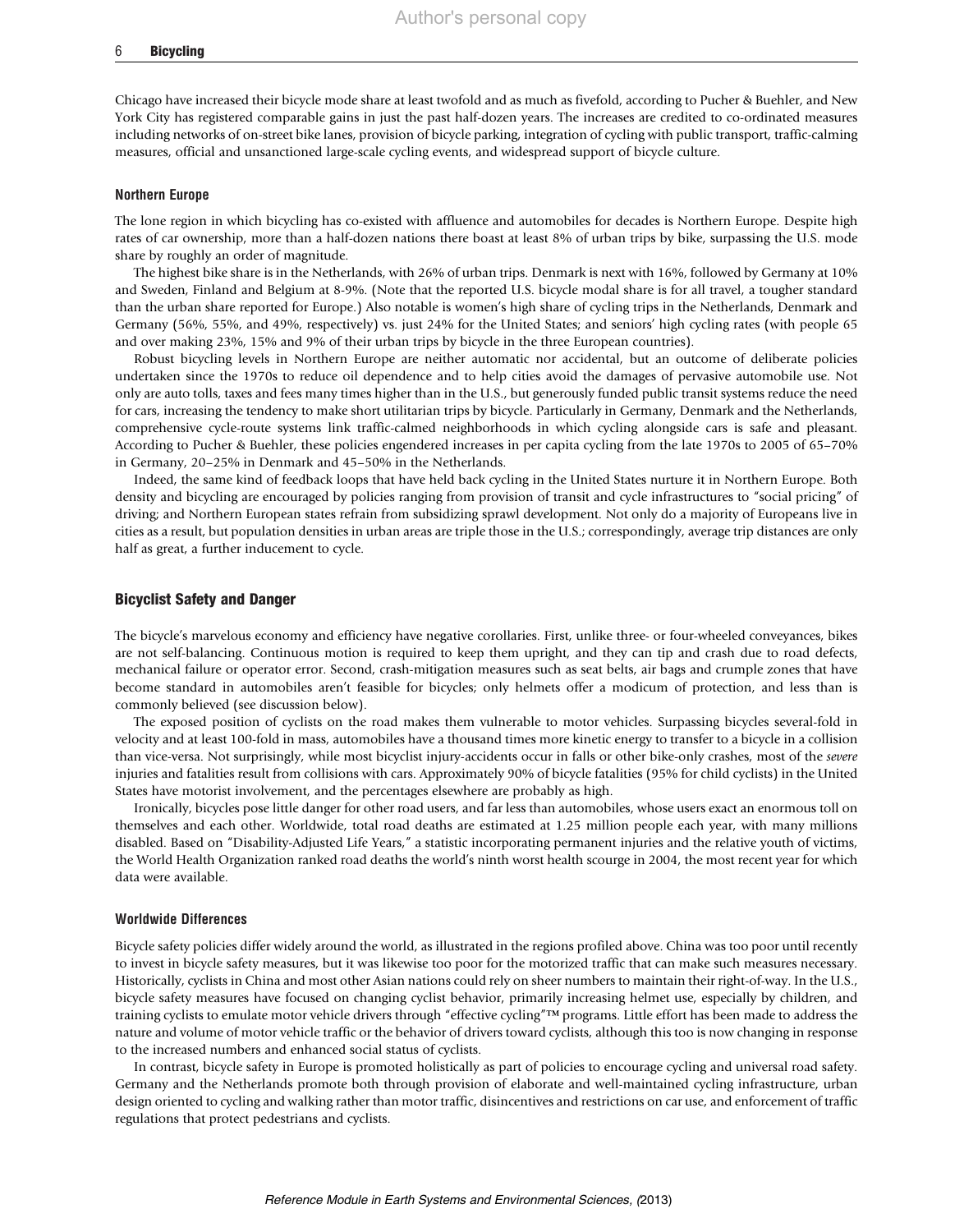Chicago have increased their bicycle mode share at least twofold and as much as fivefold, according to Pucher & Buehler, and New York City has registered comparable gains in just the past half-dozen years. The increases are credited to co-ordinated measures including networks of on-street bike lanes, provision of bicycle parking, integration of cycling with public transport, traffic-calming measures, official and unsanctioned large-scale cycling events, and widespread support of bicycle culture.

### Northern Europe

The lone region in which bicycling has co-existed with affluence and automobiles for decades is Northern Europe. Despite high rates of car ownership, more than a half-dozen nations there boast at least 8% of urban trips by bike, surpassing the U.S. mode share by roughly an order of magnitude.

The highest bike share is in the Netherlands, with 26% of urban trips. Denmark is next with 16%, followed by Germany at 10% and Sweden, Finland and Belgium at 8-9%. (Note that the reported U.S. bicycle modal share is for all travel, a tougher standard than the urban share reported for Europe.) Also notable is women's high share of cycling trips in the Netherlands, Denmark and Germany (56%, 55%, and 49%, respectively) vs. just 24% for the United States; and seniors' high cycling rates (with people 65 and over making 23%, 15% and 9% of their urban trips by bicycle in the three European countries).

Robust bicycling levels in Northern Europe are neither automatic nor accidental, but an outcome of deliberate policies undertaken since the 1970s to reduce oil dependence and to help cities avoid the damages of pervasive automobile use. Not only are auto tolls, taxes and fees many times higher than in the U.S., but generously funded public transit systems reduce the need for cars, increasing the tendency to make short utilitarian trips by bicycle. Particularly in Germany, Denmark and the Netherlands, comprehensive cycle-route systems link traffic-calmed neighborhoods in which cycling alongside cars is safe and pleasant. According to Pucher & Buehler, these policies engendered increases in per capita cycling from the late 1970s to 2005 of 65–70% in Germany, 20–25% in Denmark and 45–50% in the Netherlands.

Indeed, the same kind of feedback loops that have held back cycling in the United States nurture it in Northern Europe. Both density and bicycling are encouraged by policies ranging from provision of transit and cycle infrastructures to "social pricing" of driving; and Northern European states refrain from subsidizing sprawl development. Not only do a majority of Europeans live in cities as a result, but population densities in urban areas are triple those in the U.S.; correspondingly, average trip distances are only half as great, a further inducement to cycle.

## Bicyclist Safety and Danger

The bicycle's marvelous economy and efficiency have negative corollaries. First, unlike three- or four-wheeled conveyances, bikes are not self-balancing. Continuous motion is required to keep them upright, and they can tip and crash due to road defects, mechanical failure or operator error. Second, crash-mitigation measures such as seat belts, air bags and crumple zones that have become standard in automobiles aren't feasible for bicycles; only helmets offer a modicum of protection, and less than is commonly believed (see discussion below).

The exposed position of cyclists on the road makes them vulnerable to motor vehicles. Surpassing bicycles several-fold in velocity and at least 100-fold in mass, automobiles have a thousand times more kinetic energy to transfer to a bicycle in a collision than vice-versa. Not surprisingly, while most bicyclist injury-accidents occur in falls or other bike-only crashes, most of the *severe* injuries and fatalities result from collisions with cars. Approximately 90% of bicycle fatalities (95% for child cyclists) in the United States have motorist involvement, and the percentages elsewhere are probably as high.

Ironically, bicycles pose little danger for other road users, and far less than automobiles, whose users exact an enormous toll on themselves and each other. Worldwide, total road deaths are estimated at 1.25 million people each year, with many millions disabled. Based on "Disability-Adjusted Life Years," a statistic incorporating permanent injuries and the relative youth of victims, the World Health Organization ranked road deaths the world's ninth worst health scourge in 2004, the most recent year for which data were available.

### Worldwide Differences

Bicycle safety policies differ widely around the world, as illustrated in the regions profiled above. China was too poor until recently to invest in bicycle safety measures, but it was likewise too poor for the motorized traffic that can make such measures necessary. Historically, cyclists in China and most other Asian nations could rely on sheer numbers to maintain their right-of-way. In the U.S., bicycle safety measures have focused on changing cyclist behavior, primarily increasing helmet use, especially by children, and training cyclists to emulate motor vehicle drivers through "effective cycling"™ programs. Little effort has been made to address the nature and volume of motor vehicle traffic or the behavior of drivers toward cyclists, although this too is now changing in response to the increased numbers and enhanced social status of cyclists.

In contrast, bicycle safety in Europe is promoted holistically as part of policies to encourage cycling and universal road safety. Germany and the Netherlands promote both through provision of elaborate and well-maintained cycling infrastructure, urban design oriented to cycling and walking rather than motor traffic, disincentives and restrictions on car use, and enforcement of traffic regulations that protect pedestrians and cyclists.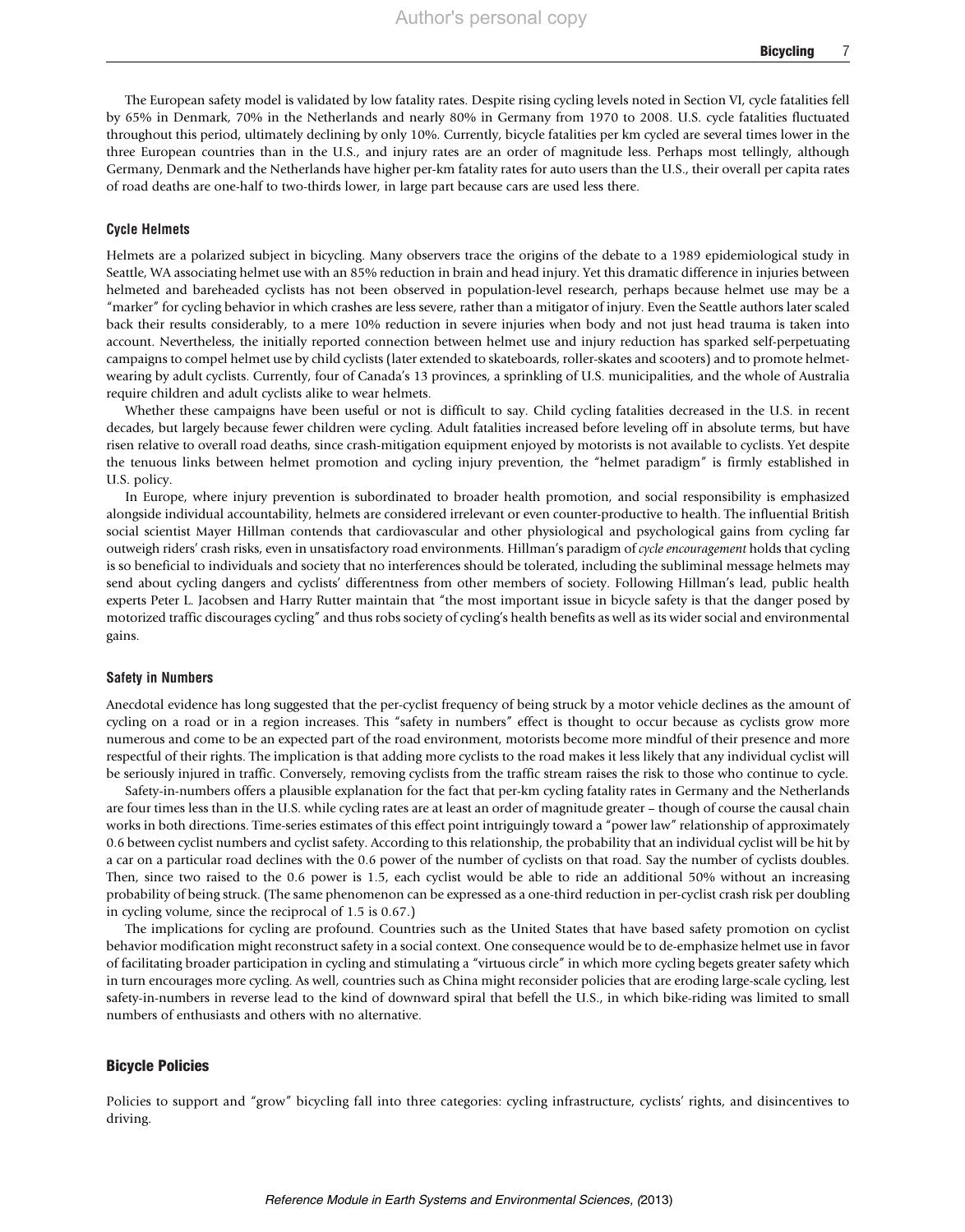The European safety model is validated by low fatality rates. Despite rising cycling levels noted in Section VI, cycle fatalities fell by 65% in Denmark, 70% in the Netherlands and nearly 80% in Germany from 1970 to 2008. U.S. cycle fatalities fluctuated throughout this period, ultimately declining by only 10%. Currently, bicycle fatalities per km cycled are several times lower in the three European countries than in the U.S., and injury rates are an order of magnitude less. Perhaps most tellingly, although Germany, Denmark and the Netherlands have higher per-km fatality rates for auto users than the U.S., their overall per capita rates of road deaths are one-half to two-thirds lower, in large part because cars are used less there.

### Cycle Helmets

Helmets are a polarized subject in bicycling. Many observers trace the origins of the debate to a 1989 epidemiological study in Seattle, WA associating helmet use with an 85% reduction in brain and head injury. Yet this dramatic difference in injuries between helmeted and bareheaded cyclists has not been observed in population-level research, perhaps because helmet use may be a "marker" for cycling behavior in which crashes are less severe, rather than a mitigator of injury. Even the Seattle authors later scaled back their results considerably, to a mere 10% reduction in severe injuries when body and not just head trauma is taken into account. Nevertheless, the initially reported connection between helmet use and injury reduction has sparked self-perpetuating campaigns to compel helmet use by child cyclists (later extended to skateboards, roller-skates and scooters) and to promote helmet-wearing by adult cyclists. Currently, four of Canada's 13 provinces, a sprinkling of U.S. municipalities, and the whole of Australia require children and adult cyclists alike to wear helmets.

Whether these campaigns have been useful or not is difficult to say. Child cycling fatalities decreased in the U.S. in recent decades, but largely because fewer children were cycling. Adult fatalities increased before leveling off in absolute terms, but have risen relative to overall road deaths, since crash-mitigation equipment enjoyed by motorists is not available to cyclists. Yet despite the tenuous links between helmet promotion and cycling injury prevention, the "helmet paradigm" is firmly established in U.S. policy.

In Europe, where injury prevention is subordinated to broader health promotion, and social responsibility is emphasized alongside individual accountability, helmets are considered irrelevant or even counter-productive to health. The influential British social scientist Mayer Hillman contends that cardiovascular and other physiological and psychological gains from cycling far outweigh riders' crash risks, even in unsatisfactory road environments. Hillman's paradigm of *cycle encouragement* holds that cycling is so beneficial to individuals and society that no interferences should be tolerated, including the subliminal message helmets may send about cycling dangers and cyclists' differentness from other members of society. Following Hillman's lead, public health experts Peter L. Jacobsen and Harry Rutter maintain that "the most important issue in bicycle safety is that the danger posed by motorized traffic discourages cycling" and thus robs society of cycling's health benefits as well as its wider social and environmental gains.

### Safety in Numbers

Anecdotal evidence has long suggested that the per-cyclist frequency of being struck by a motor vehicle declines as the amount of cycling on a road or in a region increases. This "safety in numbers" effect is thought to occur because as cyclists grow more numerous and come to be an expected part of the road environment, motorists become more mindful of their presence and more respectful of their rights. The implication is that adding more cyclists to the road makes it less likely that any individual cyclist will be seriously injured in traffic. Conversely, removing cyclists from the traffic stream raises the risk to those who continue to cycle.

Safety-in-numbers offers a plausible explanation for the fact that per-km cycling fatality rates in Germany and the Netherlands are four times less than in the U.S. while cycling rates are at least an order of magnitude greater – though of course the causal chain works in both directions. Time-series estimates of this effect point intriguingly toward a "power law" relationship of approximately 0.6 between cyclist numbers and cyclist safety. According to this relationship, the probability that an individual cyclist will be hit by a car on a particular road declines with the 0.6 power of the number of cyclists on that road. Say the number of cyclists doubles. Then, since two raised to the 0.6 power is 1.5, each cyclist would be able to ride an additional 50% without an increasing probability of being struck. (The same phenomenon can be expressed as a one-third reduction in per-cyclist crash risk per doubling in cycling volume, since the reciprocal of 1.5 is 0.67.)

The implications for cycling are profound. Countries such as the United States that have based safety promotion on cyclist behavior modification might reconstruct safety in a social context. One consequence would be to de-emphasize helmet use in favor of facilitating broader participation in cycling and stimulating a "virtuous circle" in which more cycling begets greater safety which in turn encourages more cycling. As well, countries such as China might reconsider policies that are eroding large-scale cycling, lest safety-in-numbers in reverse lead to the kind of downward spiral that befell the U.S., in which bike-riding was limited to small numbers of enthusiasts and others with no alternative.

## Bicycle Policies

Policies to support and "grow" bicycling fall into three categories: cycling infrastructure, cyclists' rights, and disincentives to driving.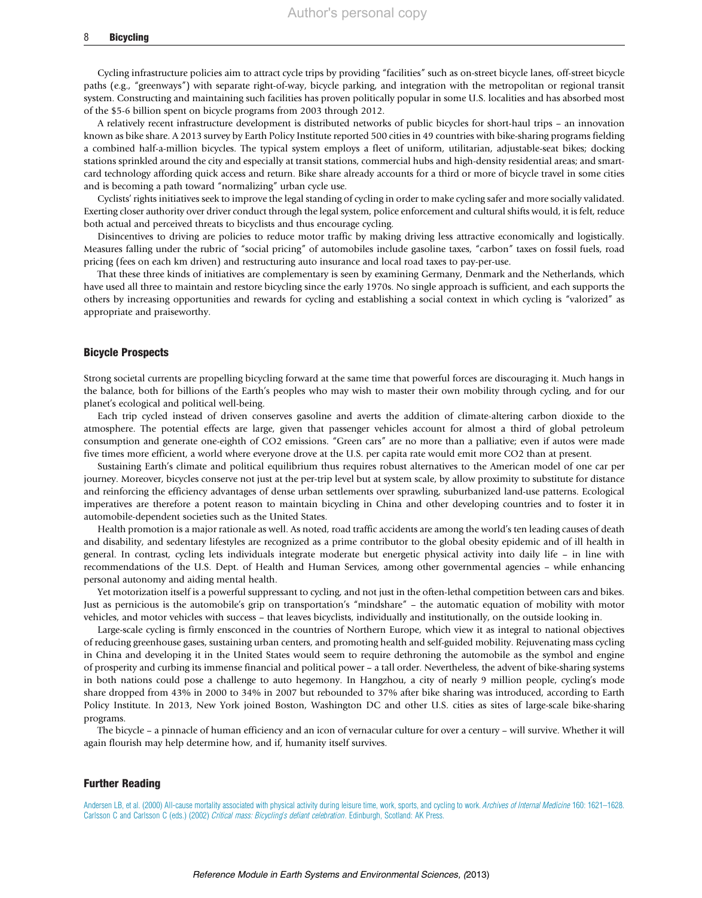Cycling infrastructure policies aim to attract cycle trips by providing "facilities" such as on-street bicycle lanes, off-street bicycle paths (e.g., "greenways") with separate right-of-way, bicycle parking, and integration with the metropolitan or regional transit system. Constructing and maintaining such facilities has proven politically popular in some U.S. localities and has absorbed most of the $5-6 billion spent on bicycle programs from 2003 through 2012.

A relatively recent infrastructure development is distributed networks of public bicycles for short-haul trips – an innovation known as bike share. A 2013 survey by Earth Policy Institute reported 500 cities in 49 countries with bike-sharing programs fielding a combined half-a-million bicycles. The typical system employs a fleet of uniform, utilitarian, adjustable-seat bikes; docking stations sprinkled around the city and especially at transit stations, commercial hubs and high-density residential areas; and smart-card technology affording quick access and return. Bike share already accounts for a third or more of bicycle travel in some cities and is becoming a path toward "normalizing" urban cycle use.

Cyclists' rights initiatives seek to improve the legal standing of cycling in order to make cycling safer and more socially validated. Exerting closer authority over driver conduct through the legal system, police enforcement and cultural shifts would, it is felt, reduce both actual and perceived threats to bicyclists and thus encourage cycling.

Disincentives to driving are policies to reduce motor traffic by making driving less attractive economically and logistically. Measures falling under the rubric of "social pricing" of automobiles include gasoline taxes, "carbon" taxes on fossil fuels, road pricing (fees on each km driven) and restructuring auto insurance and local road taxes to pay-per-use.

That these three kinds of initiatives are complementary is seen by examining Germany, Denmark and the Netherlands, which have used all three to maintain and restore bicycling since the early 1970s. No single approach is sufficient, and each supports the others by increasing opportunities and rewards for cycling and establishing a social context in which cycling is "valorized" as appropriate and praiseworthy.

## Bicycle Prospects

Strong societal currents are propelling bicycling forward at the same time that powerful forces are discouraging it. Much hangs in the balance, both for billions of the Earth's peoples who may wish to master their own mobility through cycling, and for our planet's ecological and political well-being.

Each trip cycled instead of driven conserves gasoline and averts the addition of climate-altering carbon dioxide to the atmosphere. The potential effects are large, given that passenger vehicles account for almost a third of global petroleum consumption and generate one-eighth of $CO_2$ emissions. "Green cars" are no more than a palliative; even if autos were made five times more efficient, a world where everyone drove at the U.S. per capita rate would emit more $CO_2$ than at present.

Sustaining Earth's climate and political equilibrium thus requires robust alternatives to the American model of one car per journey. Moreover, bicycles conserve not just at the per-trip level but at system scale, by allow proximity to substitute for distance and reinforcing the efficiency advantages of dense urban settlements over sprawling, suburbanized land-use patterns. Ecological imperatives are therefore a potent reason to maintain bicycling in China and other developing countries and to foster it in automobile-dependent societies such as the United States.

Health promotion is a major rationale as well. As noted, road traffic accidents are among the world's ten leading causes of death and disability, and sedentary lifestyles are recognized as a prime contributor to the global obesity epidemic and of ill health in general. In contrast, cycling lets individuals integrate moderate but energetic physical activity into daily life – in line with recommendations of the U.S. Dept. of Health and Human Services, among other governmental agencies – while enhancing personal autonomy and aiding mental health.

Yet motorization itself is a powerful suppressant to cycling, and not just in the often-lethal competition between cars and bikes. Just as pernicious is the automobile's grip on transportation's "mindshare" – the automatic equation of mobility with motor vehicles, and motor vehicles with success – that leaves bicyclists, individually and institutionally, on the outside looking in.

Large-scale cycling is firmly ensconced in the countries of Northern Europe, which view it as integral to national objectives of reducing greenhouse gases, sustaining urban centers, and promoting health and self-guided mobility. Rejuvenating mass cycling in China and developing it in the United States would seem to require dethroning the automobile as the symbol and engine of prosperity and curbing its immense financial and political power – a tall order. Nevertheless, the advent of bike-sharing systems in both nations could pose a challenge to auto hegemony. In Hangzhou, a city of nearly 9 million people, cycling's mode share dropped from 43% in 2000 to 34% in 2007 but rebounded to 37% after bike sharing was introduced, according to Earth Policy Institute. In 2013, New York joined Boston, Washington DC and other U.S. cities as sites of large-scale bike-sharing programs.

The bicycle – a pinnacle of human efficiency and an icon of vernacular culture for over a century – will survive. Whether it will again flourish may help determine how, and if, humanity itself survives.

## Further Reading

Andersen LB, et al. (2000) All-cause mortality associated with physical activity during leisure time, work, sports, and cycling to work. *Archives of Internal Medicine* 160: 1621–1628.
Carlsson C and Carlsson C (eds.) (2002) *Critical mass: Bicycling's defiant celebration*. Edinburgh, Scotland: AK Press.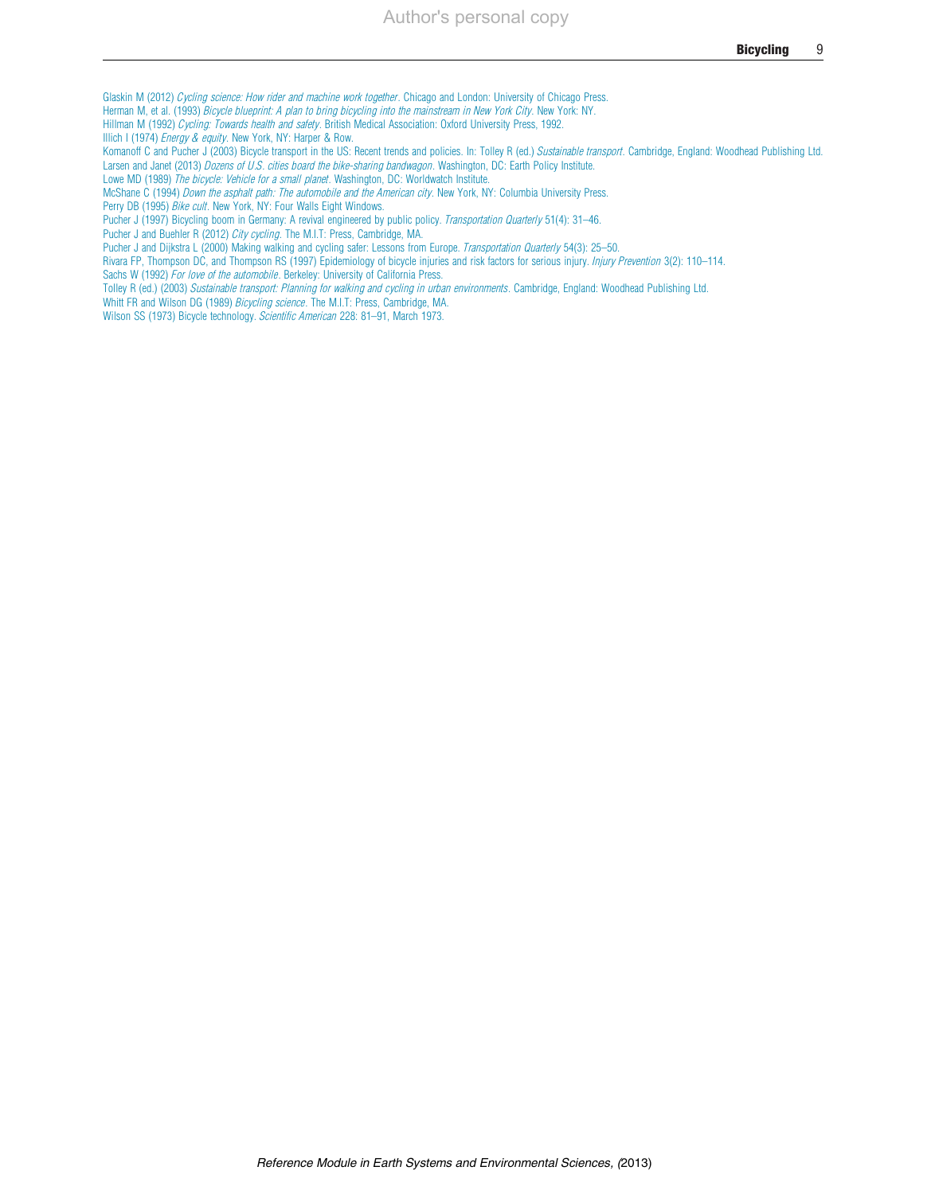Glaskin M (2012) *Cycling science: How rider and machine work together*. Chicago and London: University of Chicago Press.
Herman M, et al. (1993) *Bicycle blueprint: A plan to bring bicycling into the mainstream in New York City*. New York: NY.
Hillman M (1992) *Cycling: Towards health and safety*. British Medical Association: Oxford University Press, 1992.
Illich I (1974) *Energy & equity*. New York, NY: Harper & Row.
Komanoff C and Pucher J (2003) Bicycle transport in the US: Recent trends and policies. In: Tolley R (ed.) *Sustainable transport*. Cambridge, England: Woodhead Publishing Ltd.
Larsen and Janet (2013) *Dozens of U.S. cities board the bike-sharing bandwagon*. Washington, DC: Earth Policy Institute.
Lowe MD (1989) *The bicycle: Vehicle for a small planet*. Washington, DC: Worldwatch Institute.
McShane C (1994) *Down the asphalt path: The automobile and the American city*. New York, NY: Columbia University Press.
Perry DB (1995) *Bike cult*. New York, NY: Four Walls Eight Windows.
Pucher J (1997) Bicycling boom in Germany: A revival engineered by public policy. *Transportation Quarterly* 51(4): 31–46.
Pucher J and Buehler R (2012) *City cycling*. The M.I.T: Press, Cambridge, MA.
Pucher J and Dijkstra L (2000) Making walking and cycling safer: Lessons from Europe. *Transportation Quarterly* 54(3): 25–50.
Rivara FP, Thompson DC, and Thompson RS (1997) Epidemiology of bicycle injuries and risk factors for serious injury. *Injury Prevention* 3(2): 110–114.
Sachs W (1992) *For love of the automobile*. Berkeley: University of California Press.
Tolley R (ed.) (2003) *Sustainable transport: Planning for walking and cycling in urban environments*. Cambridge, England: Woodhead Publishing Ltd.
Whitt FR and Wilson DG (1989) *Bicycling science*. The M.I.T: Press, Cambridge, MA.
Wilson SS (1973) Bicycle technology. *Scientific American* 228: 81–91, March 1973.